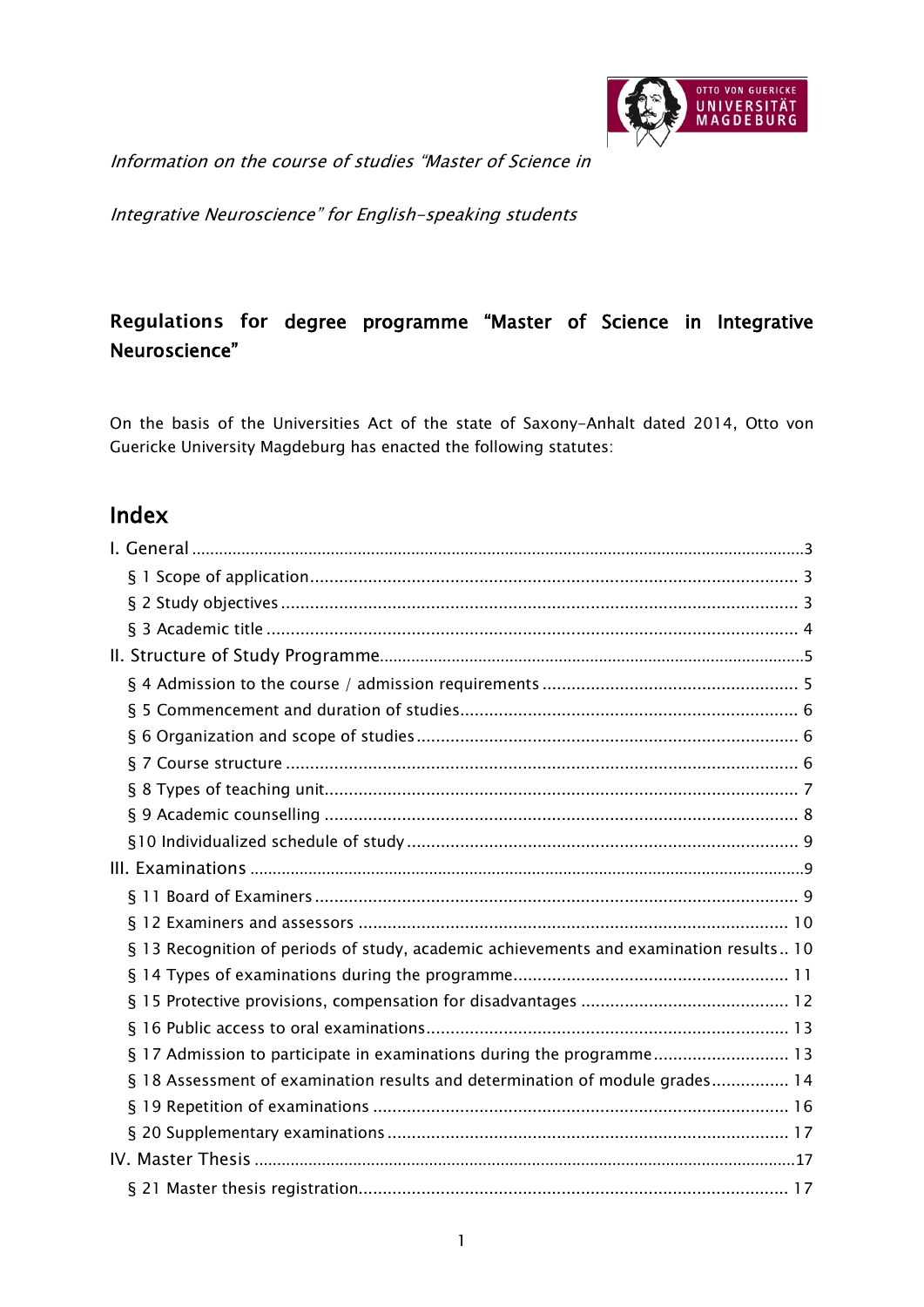*Information on the course of studies "Master of Science in Integrative Neuroscience" for English-speaking students*

## Regulations for degree programme "Master of Science in Integrative Neuroscience"

On the basis of the Universities Act of the state of Saxony-Anhalt dated 2014, Otto von Guericke University Magdeburg has enacted the following statutes:

# Index

- I. General ..... 3
  - § 1 Scope of application ..... 3
  - § 2 Study objectives ..... 3
  - § 3 Academic title ..... 4
- II. Structure of Study Programme ..... 5
  - § 4 Admission to the course / admission requirements ..... 5
  - § 5 Commencement and duration of studies ..... 6
  - § 6 Organization and scope of studies ..... 6
  - § 7 Course structure ..... 6
  - § 8 Types of teaching unit ..... 7
  - § 9 Academic counselling ..... 8
  - §10 Individualized schedule of study ..... 9
- III. Examinations ..... 9
  - § 11 Board of Examiners ..... 9
  - § 12 Examiners and assessors ..... 10
  - § 13 Recognition of periods of study, academic achievements and examination results ..... 10
  - § 14 Types of examinations during the programme ..... 11
  - § 15 Protective provisions, compensation for disadvantages ..... 12
  - § 16 Public access to oral examinations ..... 13
  - § 17 Admission to participate in examinations during the programme ..... 13
  - § 18 Assessment of examination results and determination of module grades ..... 14
  - § 19 Repetition of examinations ..... 16
  - § 20 Supplementary examinations ..... 17
- IV. Master Thesis ..... 17
  - § 21 Master thesis registration ..... 17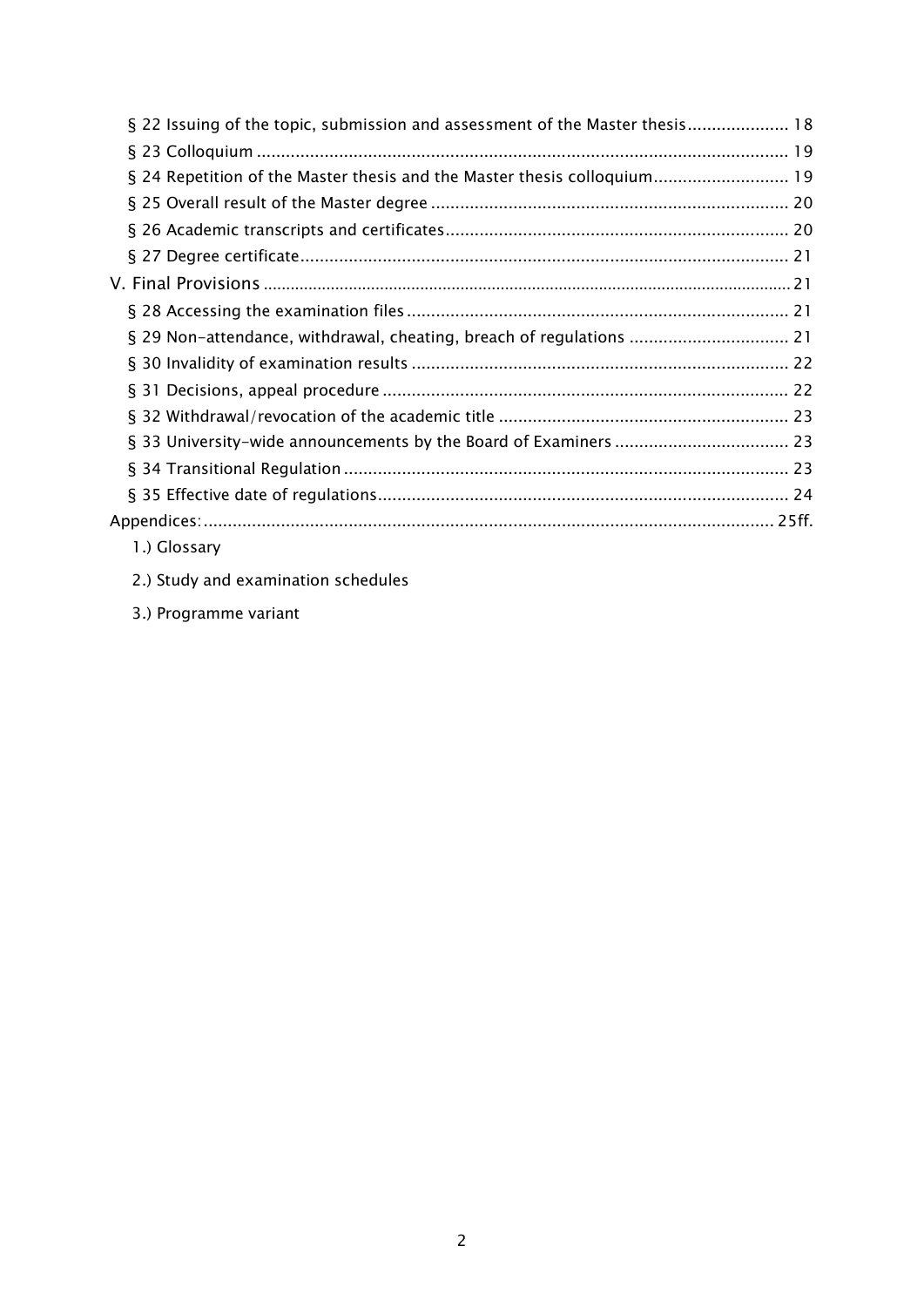§ 22 Issuing of the topic, submission and assessment of the Master thesis ..................... 18

§ 23 Colloquium ..................................................................................................... 19

§ 24 Repetition of the Master thesis and the Master thesis colloquium ........................ 19

§ 25 Overall result of the Master degree ..................................................................... 20

§ 26 Academic transcripts and certificates ................................................................. 20

§ 27 Degree certificate ............................................................................................. 21

V. Final Provisions ...................................................................................................... 21

§ 28 Accessing the examination files .......................................................................... 21

§ 29 Non-attendance, withdrawal, cheating, breach of regulations ................................ 21

§ 30 Invalidity of examination results ......................................................................... 22

§ 31 Decisions, appeal procedure ............................................................................... 22

§ 32 Withdrawal/revocation of the academic title ........................................................ 23

§ 33 University-wide announcements by the Board of Examiners .................................. 23

§ 34 Transitional Regulation ...................................................................................... 23

§ 35 Effective date of regulations ............................................................................... 24

Appendices: .............................................................................................................. 25ff.

1.) Glossary

2.) Study and examination schedules

3.) Programme variant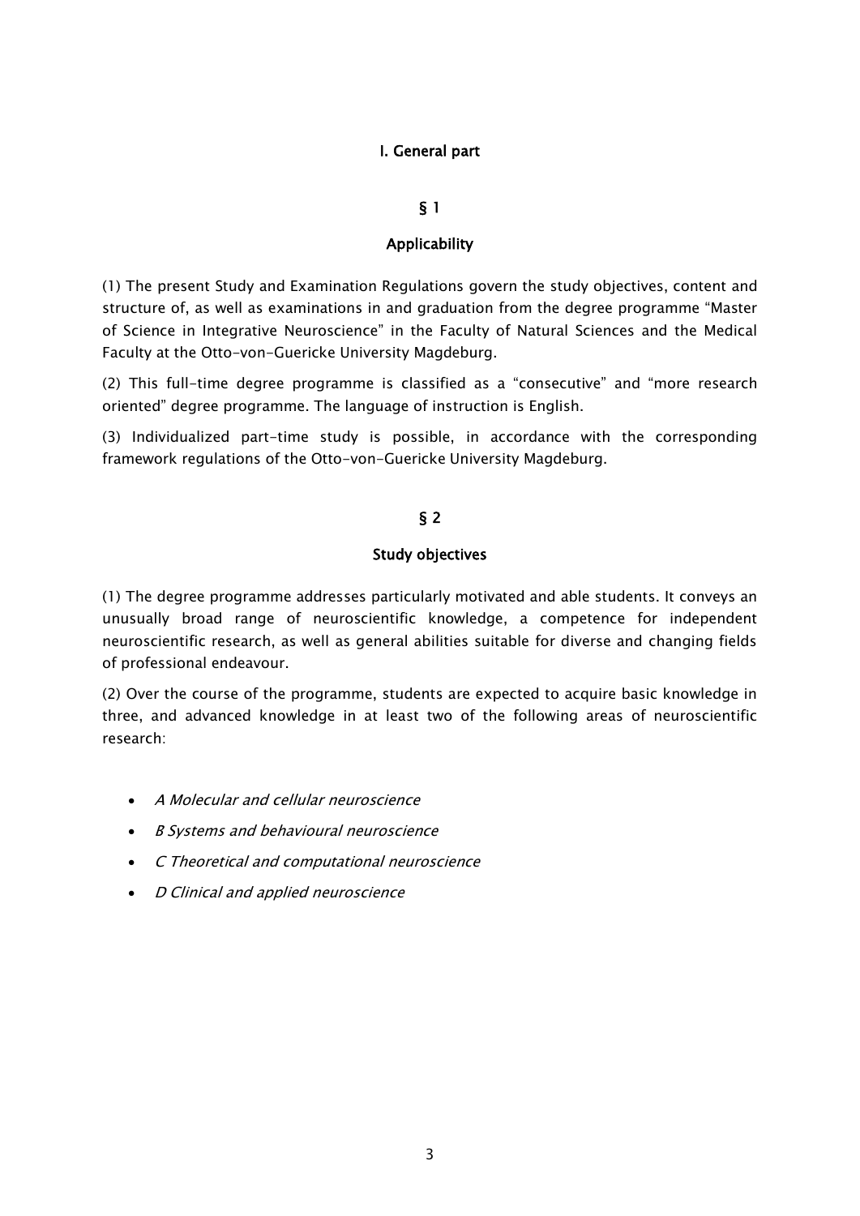# I. General part

## § 1

### Applicability

(1) The present Study and Examination Regulations govern the study objectives, content and structure of, as well as examinations in and graduation from the degree programme "Master of Science in Integrative Neuroscience" in the Faculty of Natural Sciences and the Medical Faculty at the Otto-von-Guericke University Magdeburg.

(2) This full-time degree programme is classified as a "consecutive" and "more research oriented" degree programme. The language of instruction is English.

(3) Individualized part-time study is possible, in accordance with the corresponding framework regulations of the Otto-von-Guericke University Magdeburg.

## § 2

### Study objectives

(1) The degree programme addresses particularly motivated and able students. It conveys an unusually broad range of neuroscientific knowledge, a competence for independent neuroscientific research, as well as general abilities suitable for diverse and changing fields of professional endeavour.

(2) Over the course of the programme, students are expected to acquire basic knowledge in three, and advanced knowledge in at least two of the following areas of neuroscientific research:

- *A Molecular and cellular neuroscience*
- *B Systems and behavioural neuroscience*
- *C Theoretical and computational neuroscience*
- *D Clinical and applied neuroscience*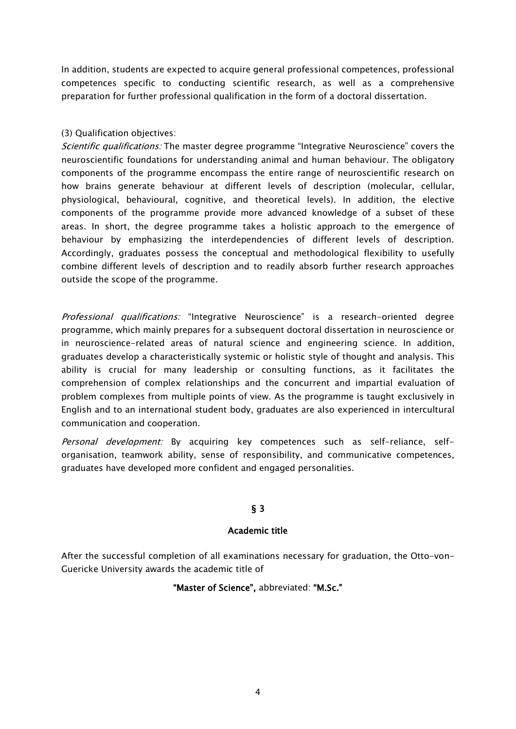In addition, students are expected to acquire general professional competences, professional competences specific to conducting scientific research, as well as a comprehensive preparation for further professional qualification in the form of a doctoral dissertation.

(3) Qualification objectives:

*Scientific qualifications:* The master degree programme "Integrative Neuroscience" covers the neuroscientific foundations for understanding animal and human behaviour. The obligatory components of the programme encompass the entire range of neuroscientific research on how brains generate behaviour at different levels of description (molecular, cellular, physiological, behavioural, cognitive, and theoretical levels). In addition, the elective components of the programme provide more advanced knowledge of a subset of these areas. In short, the degree programme takes a holistic approach to the emergence of behaviour by emphasizing the interdependencies of different levels of description. Accordingly, graduates possess the conceptual and methodological flexibility to usefully combine different levels of description and to readily absorb further research approaches outside the scope of the programme.

*Professional qualifications:* "Integrative Neuroscience" is a research-oriented degree programme, which mainly prepares for a subsequent doctoral dissertation in neuroscience or in neuroscience-related areas of natural science and engineering science. In addition, graduates develop a characteristically systemic or holistic style of thought and analysis. This ability is crucial for many leadership or consulting functions, as it facilitates the comprehension of complex relationships and the concurrent and impartial evaluation of problem complexes from multiple points of view. As the programme is taught exclusively in English and to an international student body, graduates are also experienced in intercultural communication and cooperation.

*Personal development:* By acquiring key competences such as self-reliance, self-organisation, teamwork ability, sense of responsibility, and communicative competences, graduates have developed more confident and engaged personalities.

## § 3

## Academic title

After the successful completion of all examinations necessary for graduation, the Otto-von-Guericke University awards the academic title of

**"Master of Science",** abbreviated: **"M.Sc."**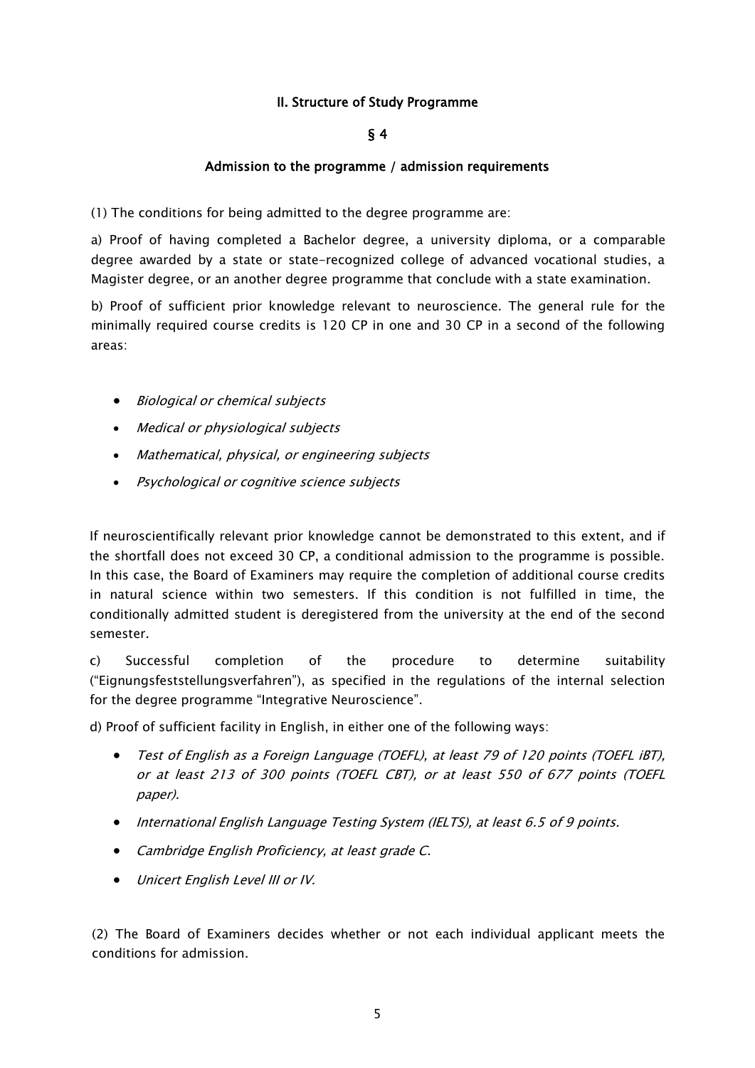## II. Structure of Study Programme

### § 4

### Admission to the programme / admission requirements

(1) The conditions for being admitted to the degree programme are:

a) Proof of having completed a Bachelor degree, a university diploma, or a comparable degree awarded by a state or state-recognized college of advanced vocational studies, a Magister degree, or an another degree programme that conclude with a state examination.

b) Proof of sufficient prior knowledge relevant to neuroscience. The general rule for the minimally required course credits is 120 CP in one and 30 CP in a second of the following areas:

- *Biological or chemical subjects*
- *Medical or physiological subjects*
- *Mathematical, physical, or engineering subjects*
- *Psychological or cognitive science subjects*

If neuroscientifically relevant prior knowledge cannot be demonstrated to this extent, and if the shortfall does not exceed 30 CP, a conditional admission to the programme is possible. In this case, the Board of Examiners may require the completion of additional course credits in natural science within two semesters. If this condition is not fulfilled in time, the conditionally admitted student is deregistered from the university at the end of the second semester.

c) Successful completion of the procedure to determine suitability ("Eignungsfeststellungsverfahren"), as specified in the regulations of the internal selection for the degree programme "Integrative Neuroscience".

d) Proof of sufficient facility in English, in either one of the following ways:

- *Test of English as a Foreign Language (TOEFL), at least 79 of 120 points (TOEFL iBT), or at least 213 of 300 points (TOEFL CBT), or at least 550 of 677 points (TOEFL paper).*
- *International English Language Testing System (IELTS), at least 6.5 of 9 points.*
- *Cambridge English Proficiency, at least grade C.*
- *Unicert English Level III or IV.*

(2) The Board of Examiners decides whether or not each individual applicant meets the conditions for admission.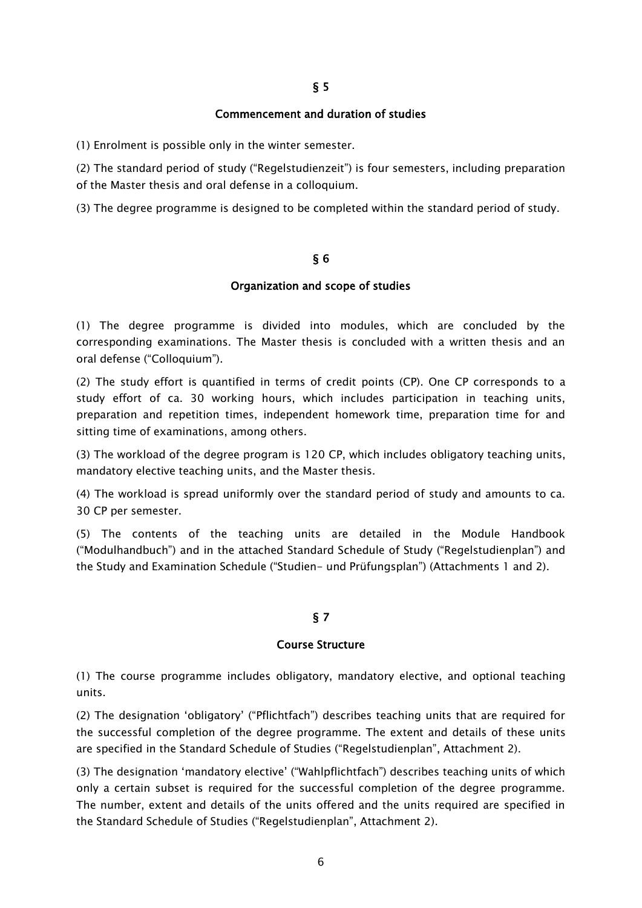## § 5

### Commencement and duration of studies

(1) Enrolment is possible only in the winter semester.

(2) The standard period of study ("Regelstudienzeit") is four semesters, including preparation of the Master thesis and oral defense in a colloquium.

(3) The degree programme is designed to be completed within the standard period of study.

## § 6

### Organization and scope of studies

(1) The degree programme is divided into modules, which are concluded by the corresponding examinations. The Master thesis is concluded with a written thesis and an oral defense ("Colloquium").

(2) The study effort is quantified in terms of credit points (CP). One CP corresponds to a study effort of ca. 30 working hours, which includes participation in teaching units, preparation and repetition times, independent homework time, preparation time for and sitting time of examinations, among others.

(3) The workload of the degree program is 120 CP, which includes obligatory teaching units, mandatory elective teaching units, and the Master thesis.

(4) The workload is spread uniformly over the standard period of study and amounts to ca. 30 CP per semester.

(5) The contents of the teaching units are detailed in the Module Handbook ("Modulhandbuch") and in the attached Standard Schedule of Study ("Regelstudienplan") and the Study and Examination Schedule ("Studien- und Prüfungsplan") (Attachments 1 and 2).

## § 7

### Course Structure

(1) The course programme includes obligatory, mandatory elective, and optional teaching units.

(2) The designation 'obligatory' ("Pflichtfach") describes teaching units that are required for the successful completion of the degree programme. The extent and details of these units are specified in the Standard Schedule of Studies ("Regelstudienplan", Attachment 2).

(3) The designation 'mandatory elective' ("Wahlpflichtfach") describes teaching units of which only a certain subset is required for the successful completion of the degree programme. The number, extent and details of the units offered and the units required are specified in the Standard Schedule of Studies ("Regelstudienplan", Attachment 2).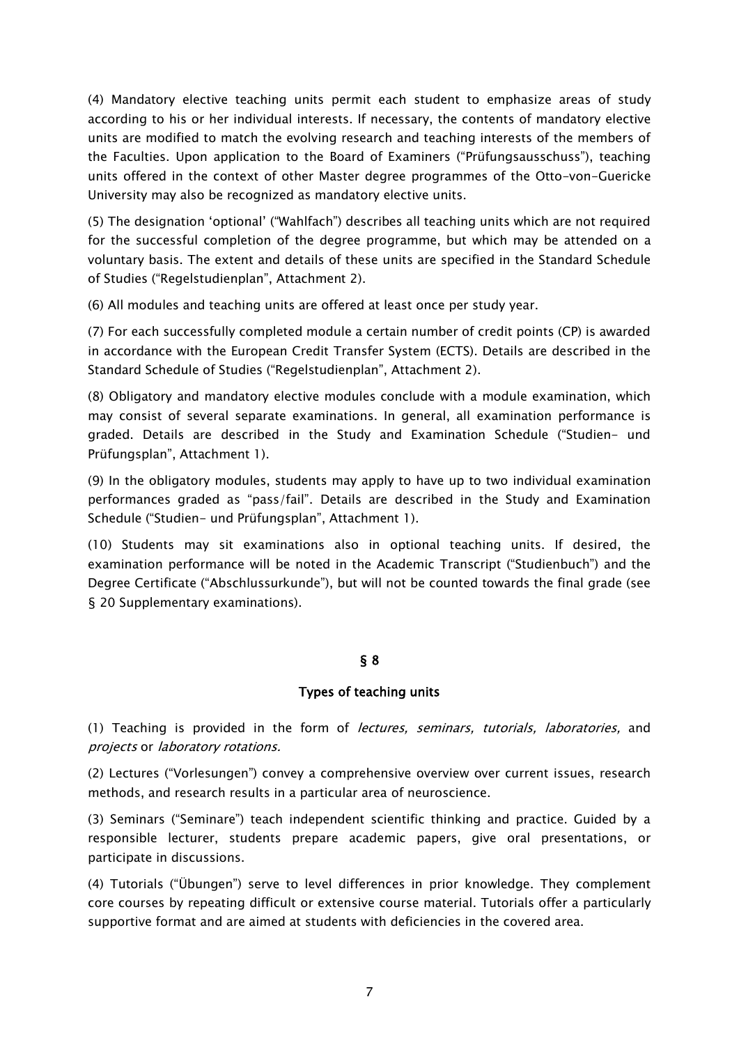(4) Mandatory elective teaching units permit each student to emphasize areas of study according to his or her individual interests. If necessary, the contents of mandatory elective units are modified to match the evolving research and teaching interests of the members of the Faculties. Upon application to the Board of Examiners ("Prüfungsausschuss"), teaching units offered in the context of other Master degree programmes of the Otto-von-Guericke University may also be recognized as mandatory elective units.

(5) The designation 'optional' ("Wahlfach") describes all teaching units which are not required for the successful completion of the degree programme, but which may be attended on a voluntary basis. The extent and details of these units are specified in the Standard Schedule of Studies ("Regelstudienplan", Attachment 2).

(6) All modules and teaching units are offered at least once per study year.

(7) For each successfully completed module a certain number of credit points (CP) is awarded in accordance with the European Credit Transfer System (ECTS). Details are described in the Standard Schedule of Studies ("Regelstudienplan", Attachment 2).

(8) Obligatory and mandatory elective modules conclude with a module examination, which may consist of several separate examinations. In general, all examination performance is graded. Details are described in the Study and Examination Schedule ("Studien- und Prüfungsplan", Attachment 1).

(9) In the obligatory modules, students may apply to have up to two individual examination performances graded as "pass/fail". Details are described in the Study and Examination Schedule ("Studien- und Prüfungsplan", Attachment 1).

(10) Students may sit examinations also in optional teaching units. If desired, the examination performance will be noted in the Academic Transcript ("Studienbuch") and the Degree Certificate ("Abschlussurkunde"), but will not be counted towards the final grade (see § 20 Supplementary examinations).

## § 8

## Types of teaching units

(1) Teaching is provided in the form of *lectures, seminars, tutorials, laboratories,* and *projects* or *laboratory rotations.*

(2) Lectures ("Vorlesungen") convey a comprehensive overview over current issues, research methods, and research results in a particular area of neuroscience.

(3) Seminars ("Seminare") teach independent scientific thinking and practice. Guided by a responsible lecturer, students prepare academic papers, give oral presentations, or participate in discussions.

(4) Tutorials ("Übungen") serve to level differences in prior knowledge. They complement core courses by repeating difficult or extensive course material. Tutorials offer a particularly supportive format and are aimed at students with deficiencies in the covered area.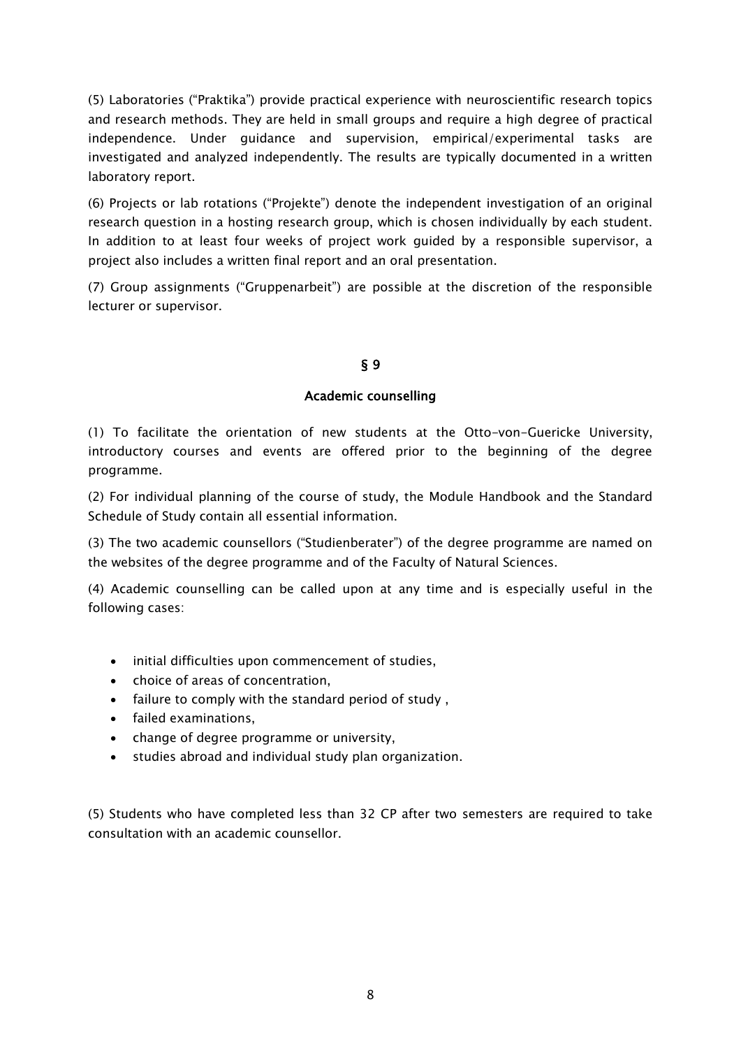(5) Laboratories ("Praktika") provide practical experience with neuroscientific research topics and research methods. They are held in small groups and require a high degree of practical independence. Under guidance and supervision, empirical/experimental tasks are investigated and analyzed independently. The results are typically documented in a written laboratory report.

(6) Projects or lab rotations ("Projekte") denote the independent investigation of an original research question in a hosting research group, which is chosen individually by each student. In addition to at least four weeks of project work guided by a responsible supervisor, a project also includes a written final report and an oral presentation.

(7) Group assignments ("Gruppenarbeit") are possible at the discretion of the responsible lecturer or supervisor.

## § 9

## Academic counselling

(1) To facilitate the orientation of new students at the Otto-von-Guericke University, introductory courses and events are offered prior to the beginning of the degree programme.

(2) For individual planning of the course of study, the Module Handbook and the Standard Schedule of Study contain all essential information.

(3) The two academic counsellors ("Studienberater") of the degree programme are named on the websites of the degree programme and of the Faculty of Natural Sciences.

(4) Academic counselling can be called upon at any time and is especially useful in the following cases:

- initial difficulties upon commencement of studies,
- choice of areas of concentration,
- failure to comply with the standard period of study ,
- failed examinations,
- change of degree programme or university,
- studies abroad and individual study plan organization.

(5) Students who have completed less than 32 CP after two semesters are required to take consultation with an academic counsellor.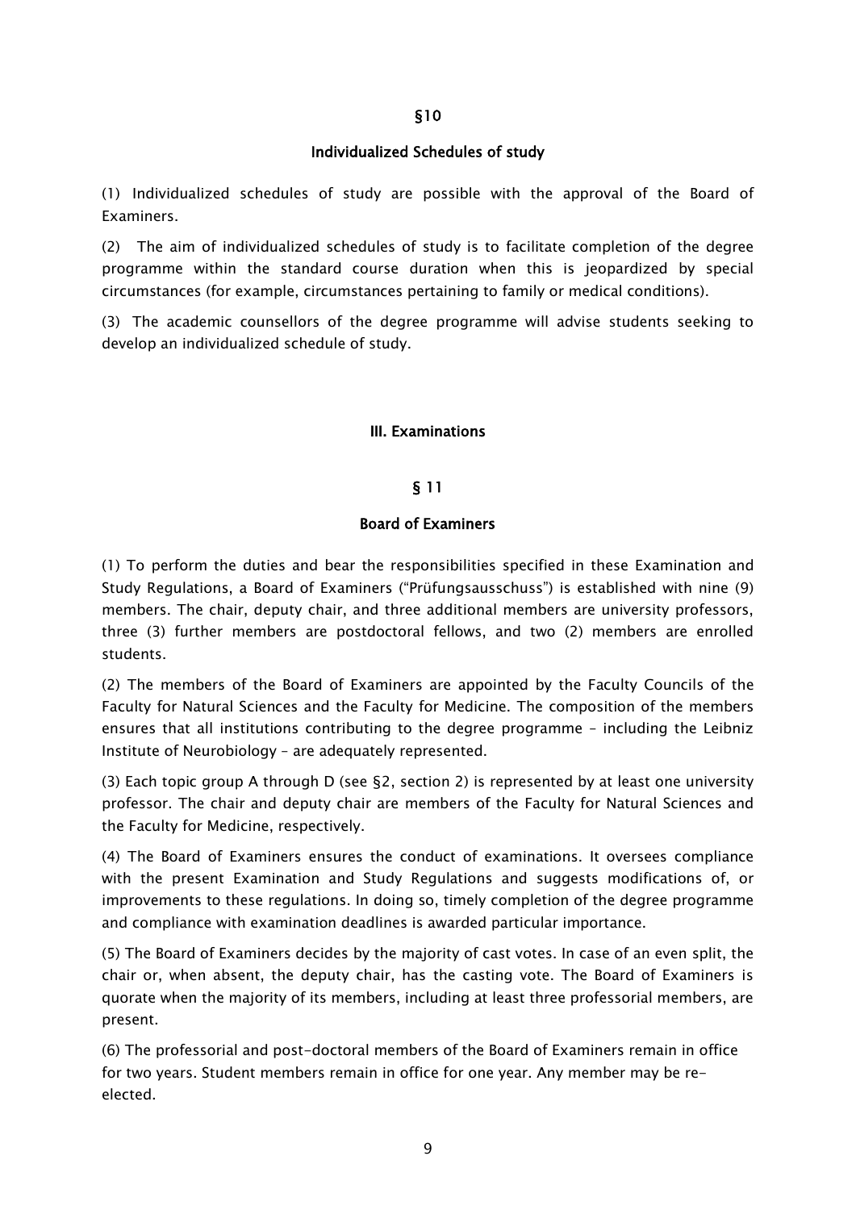## §10

### Individualized Schedules of study

(1) Individualized schedules of study are possible with the approval of the Board of Examiners.

(2) The aim of individualized schedules of study is to facilitate completion of the degree programme within the standard course duration when this is jeopardized by special circumstances (for example, circumstances pertaining to family or medical conditions).

(3) The academic counsellors of the degree programme will advise students seeking to develop an individualized schedule of study.

# III. Examinations

## § 11

### Board of Examiners

(1) To perform the duties and bear the responsibilities specified in these Examination and Study Regulations, a Board of Examiners ("Prüfungsausschuss") is established with nine (9) members. The chair, deputy chair, and three additional members are university professors, three (3) further members are postdoctoral fellows, and two (2) members are enrolled students.

(2) The members of the Board of Examiners are appointed by the Faculty Councils of the Faculty for Natural Sciences and the Faculty for Medicine. The composition of the members ensures that all institutions contributing to the degree programme – including the Leibniz Institute of Neurobiology – are adequately represented.

(3) Each topic group A through D (see §2, section 2) is represented by at least one university professor. The chair and deputy chair are members of the Faculty for Natural Sciences and the Faculty for Medicine, respectively.

(4) The Board of Examiners ensures the conduct of examinations. It oversees compliance with the present Examination and Study Regulations and suggests modifications of, or improvements to these regulations. In doing so, timely completion of the degree programme and compliance with examination deadlines is awarded particular importance.

(5) The Board of Examiners decides by the majority of cast votes. In case of an even split, the chair or, when absent, the deputy chair, has the casting vote. The Board of Examiners is quorate when the majority of its members, including at least three professorial members, are present.

(6) The professorial and post-doctoral members of the Board of Examiners remain in office for two years. Student members remain in office for one year. Any member may be re-elected.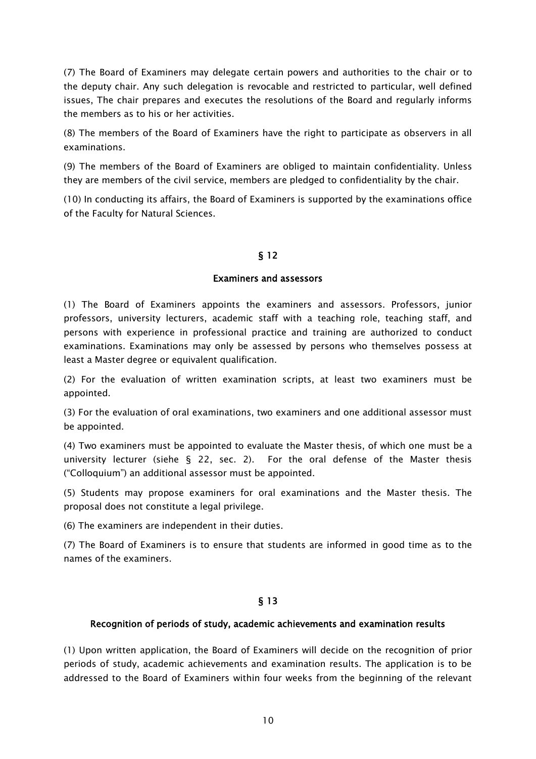(7) The Board of Examiners may delegate certain powers and authorities to the chair or to the deputy chair. Any such delegation is revocable and restricted to particular, well defined issues, The chair prepares and executes the resolutions of the Board and regularly informs the members as to his or her activities.

(8) The members of the Board of Examiners have the right to participate as observers in all examinations.

(9) The members of the Board of Examiners are obliged to maintain confidentiality. Unless they are members of the civil service, members are pledged to confidentiality by the chair.

(10) In conducting its affairs, the Board of Examiners is supported by the examinations office of the Faculty for Natural Sciences.

## § 12

## Examiners and assessors

(1) The Board of Examiners appoints the examiners and assessors. Professors, junior professors, university lecturers, academic staff with a teaching role, teaching staff, and persons with experience in professional practice and training are authorized to conduct examinations. Examinations may only be assessed by persons who themselves possess at least a Master degree or equivalent qualification.

(2) For the evaluation of written examination scripts, at least two examiners must be appointed.

(3) For the evaluation of oral examinations, two examiners and one additional assessor must be appointed.

(4) Two examiners must be appointed to evaluate the Master thesis, of which one must be a university lecturer (siehe § 22, sec. 2). For the oral defense of the Master thesis ("Colloquium") an additional assessor must be appointed.

(5) Students may propose examiners for oral examinations and the Master thesis. The proposal does not constitute a legal privilege.

(6) The examiners are independent in their duties.

(7) The Board of Examiners is to ensure that students are informed in good time as to the names of the examiners.

## § 13

## Recognition of periods of study, academic achievements and examination results

(1) Upon written application, the Board of Examiners will decide on the recognition of prior periods of study, academic achievements and examination results. The application is to be addressed to the Board of Examiners within four weeks from the beginning of the relevant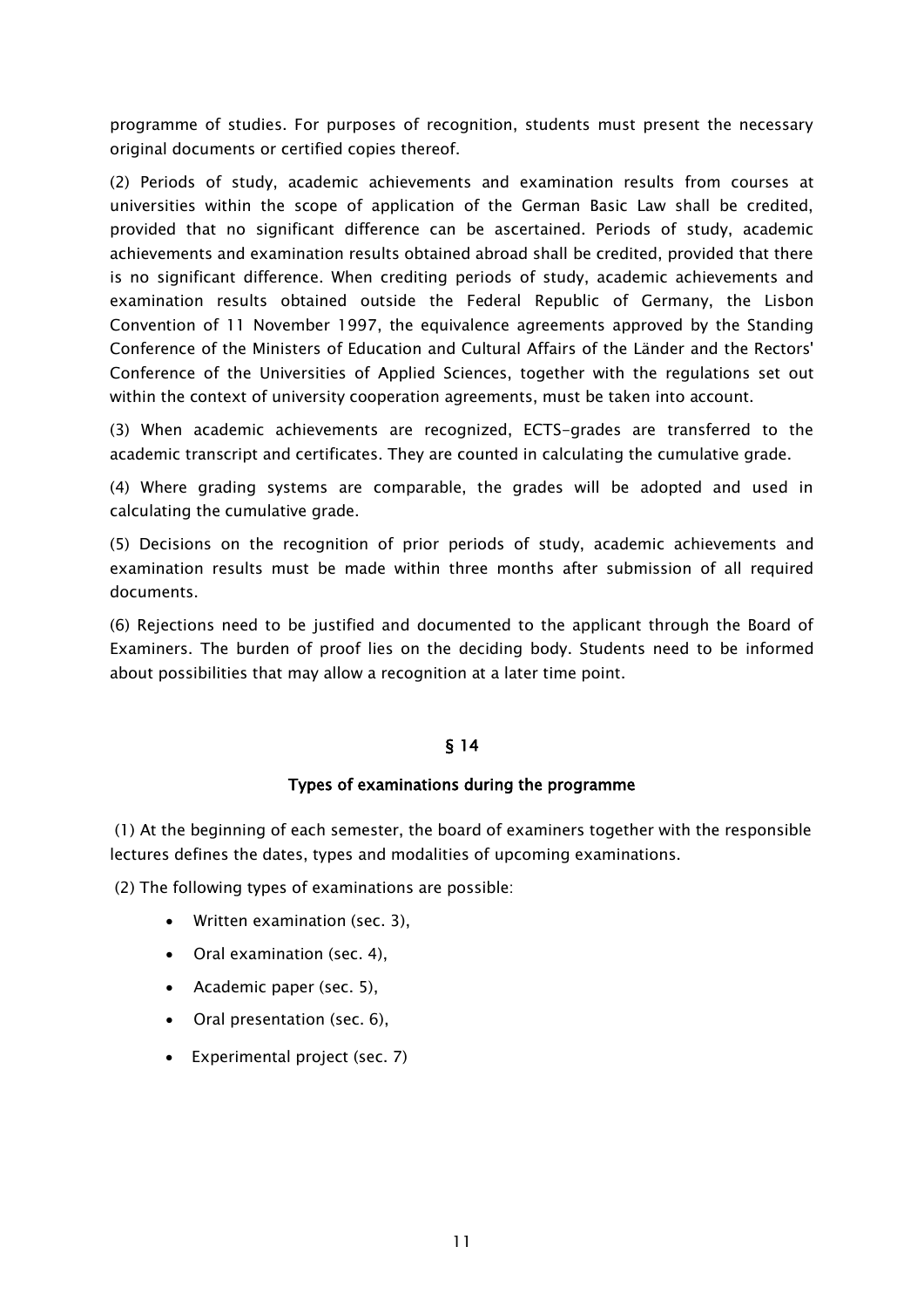programme of studies. For purposes of recognition, students must present the necessary original documents or certified copies thereof.

(2) Periods of study, academic achievements and examination results from courses at universities within the scope of application of the German Basic Law shall be credited, provided that no significant difference can be ascertained. Periods of study, academic achievements and examination results obtained abroad shall be credited, provided that there is no significant difference. When crediting periods of study, academic achievements and examination results obtained outside the Federal Republic of Germany, the Lisbon Convention of 11 November 1997, the equivalence agreements approved by the Standing Conference of the Ministers of Education and Cultural Affairs of the Länder and the Rectors' Conference of the Universities of Applied Sciences, together with the regulations set out within the context of university cooperation agreements, must be taken into account.

(3) When academic achievements are recognized, ECTS-grades are transferred to the academic transcript and certificates. They are counted in calculating the cumulative grade.

(4) Where grading systems are comparable, the grades will be adopted and used in calculating the cumulative grade.

(5) Decisions on the recognition of prior periods of study, academic achievements and examination results must be made within three months after submission of all required documents.

(6) Rejections need to be justified and documented to the applicant through the Board of Examiners. The burden of proof lies on the deciding body. Students need to be informed about possibilities that may allow a recognition at a later time point.

## § 14

## Types of examinations during the programme

(1) At the beginning of each semester, the board of examiners together with the responsible lectures defines the dates, types and modalities of upcoming examinations.

(2) The following types of examinations are possible:

- Written examination (sec. 3),
- Oral examination (sec. 4),
- Academic paper (sec. 5),
- Oral presentation (sec. 6),
- Experimental project (sec. 7)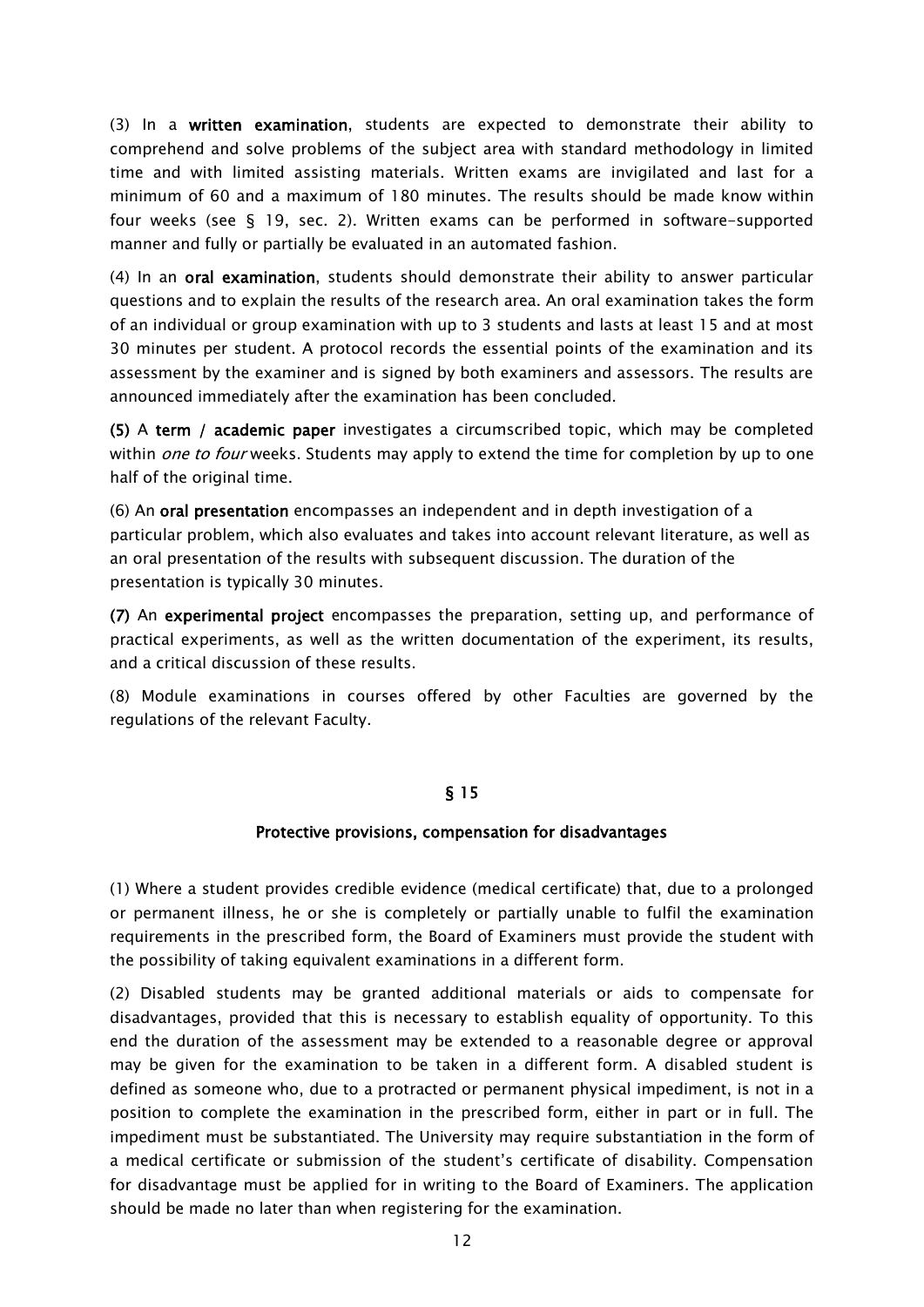(3) In a **written examination**, students are expected to demonstrate their ability to comprehend and solve problems of the subject area with standard methodology in limited time and with limited assisting materials. Written exams are invigilated and last for a minimum of 60 and a maximum of 180 minutes. The results should be made know within four weeks (see § 19, sec. 2). Written exams can be performed in software-supported manner and fully or partially be evaluated in an automated fashion.

(4) In an **oral examination**, students should demonstrate their ability to answer particular questions and to explain the results of the research area. An oral examination takes the form of an individual or group examination with up to 3 students and lasts at least 15 and at most 30 minutes per student. A protocol records the essential points of the examination and its assessment by the examiner and is signed by both examiners and assessors. The results are announced immediately after the examination has been concluded.

**(5)** A **term / academic paper** investigates a circumscribed topic, which may be completed within *one to four* weeks. Students may apply to extend the time for completion by up to one half of the original time.

(6) An **oral presentation** encompasses an independent and in depth investigation of a particular problem, which also evaluates and takes into account relevant literature, as well as an oral presentation of the results with subsequent discussion. The duration of the presentation is typically 30 minutes.

**(7)** An **experimental project** encompasses the preparation, setting up, and performance of practical experiments, as well as the written documentation of the experiment, its results, and a critical discussion of these results.

(8) Module examinations in courses offered by other Faculties are governed by the regulations of the relevant Faculty.

## § 15

### Protective provisions, compensation for disadvantages

(1) Where a student provides credible evidence (medical certificate) that, due to a prolonged or permanent illness, he or she is completely or partially unable to fulfil the examination requirements in the prescribed form, the Board of Examiners must provide the student with the possibility of taking equivalent examinations in a different form.

(2) Disabled students may be granted additional materials or aids to compensate for disadvantages, provided that this is necessary to establish equality of opportunity. To this end the duration of the assessment may be extended to a reasonable degree or approval may be given for the examination to be taken in a different form. A disabled student is defined as someone who, due to a protracted or permanent physical impediment, is not in a position to complete the examination in the prescribed form, either in part or in full. The impediment must be substantiated. The University may require substantiation in the form of a medical certificate or submission of the student's certificate of disability. Compensation for disadvantage must be applied for in writing to the Board of Examiners. The application should be made no later than when registering for the examination.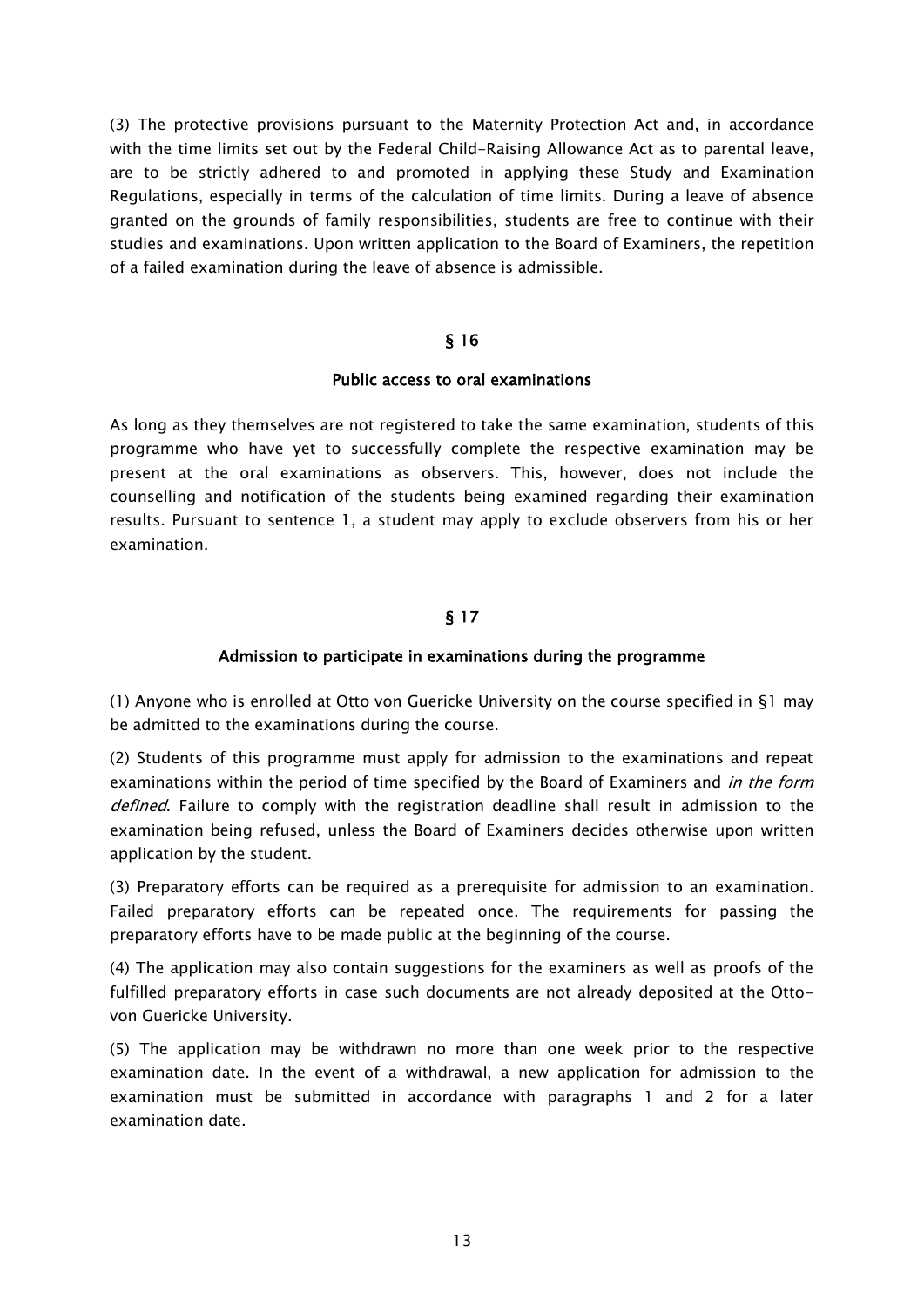(3) The protective provisions pursuant to the Maternity Protection Act and, in accordance with the time limits set out by the Federal Child-Raising Allowance Act as to parental leave, are to be strictly adhered to and promoted in applying these Study and Examination Regulations, especially in terms of the calculation of time limits. During a leave of absence granted on the grounds of family responsibilities, students are free to continue with their studies and examinations. Upon written application to the Board of Examiners, the repetition of a failed examination during the leave of absence is admissible.

## § 16

## Public access to oral examinations

As long as they themselves are not registered to take the same examination, students of this programme who have yet to successfully complete the respective examination may be present at the oral examinations as observers. This, however, does not include the counselling and notification of the students being examined regarding their examination results. Pursuant to sentence 1, a student may apply to exclude observers from his or her examination.

## § 17

## Admission to participate in examinations during the programme

(1) Anyone who is enrolled at Otto von Guericke University on the course specified in §1 may be admitted to the examinations during the course.

(2) Students of this programme must apply for admission to the examinations and repeat examinations within the period of time specified by the Board of Examiners and *in the form defined*. Failure to comply with the registration deadline shall result in admission to the examination being refused, unless the Board of Examiners decides otherwise upon written application by the student.

(3) Preparatory efforts can be required as a prerequisite for admission to an examination. Failed preparatory efforts can be repeated once. The requirements for passing the preparatory efforts have to be made public at the beginning of the course.

(4) The application may also contain suggestions for the examiners as well as proofs of the fulfilled preparatory efforts in case such documents are not already deposited at the Otto-von Guericke University.

(5) The application may be withdrawn no more than one week prior to the respective examination date. In the event of a withdrawal, a new application for admission to the examination must be submitted in accordance with paragraphs 1 and 2 for a later examination date.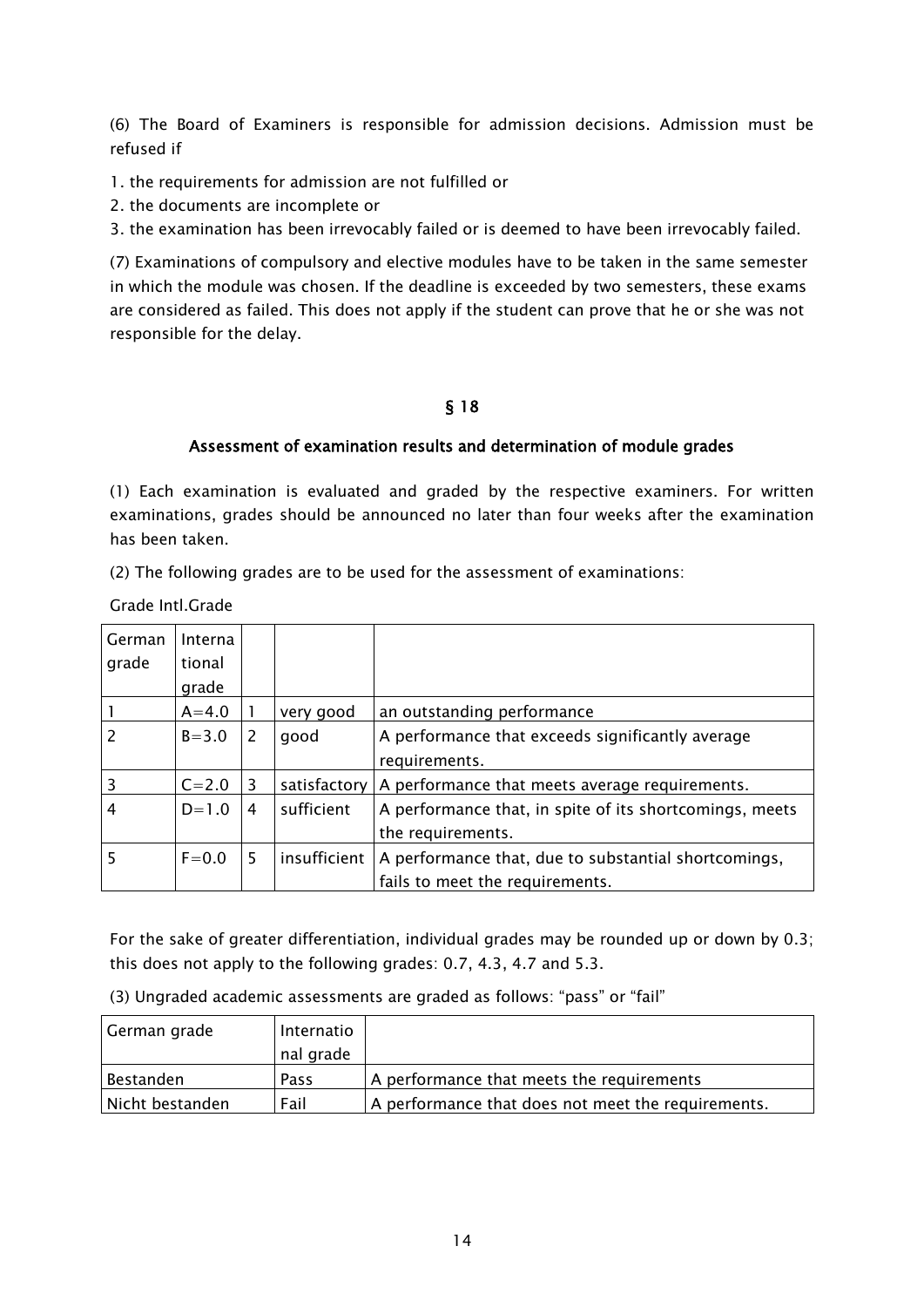(6) The Board of Examiners is responsible for admission decisions. Admission must be refused if

1. the requirements for admission are not fulfilled or
2. the documents are incomplete or
3. the examination has been irrevocably failed or is deemed to have been irrevocably failed.

(7) Examinations of compulsory and elective modules have to be taken in the same semester in which the module was chosen. If the deadline is exceeded by two semesters, these exams are considered as failed. This does not apply if the student can prove that he or she was not responsible for the delay.

## § 18

### Assessment of examination results and determination of module grades

(1) Each examination is evaluated and graded by the respective examiners. For written examinations, grades should be announced no later than four weeks after the examination has been taken.

(2) The following grades are to be used for the assessment of examinations:

Grade Intl.Grade

| German grade | International grade | | | |
|---|---|---|---|---|
| 1 | A=4.0 | 1 | very good | an outstanding performance |
| 2 | B=3.0 | 2 | good | A performance that exceeds significantly average requirements. |
| 3 | C=2.0 | 3 | satisfactory | A performance that meets average requirements. |
| 4 | D=1.0 | 4 | sufficient | A performance that, in spite of its shortcomings, meets the requirements. |
| 5 | F=0.0 | 5 | insufficient | A performance that, due to substantial shortcomings, fails to meet the requirements. |

For the sake of greater differentiation, individual grades may be rounded up or down by 0.3; this does not apply to the following grades: 0.7, 4.3, 4.7 and 5.3.

(3) Ungraded academic assessments are graded as follows: “pass” or “fail”

| German grade | International grade | |
|---|---|---|
| Bestanden | Pass | A performance that meets the requirements |
| Nicht bestanden | Fail | A performance that does not meet the requirements. |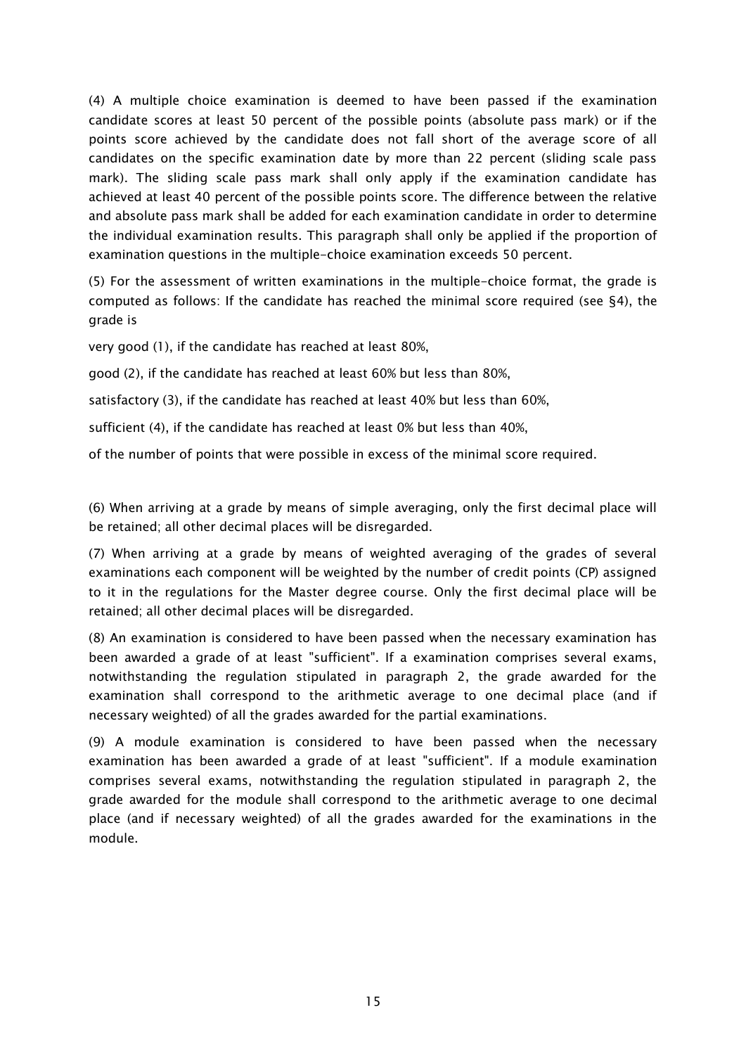(4) A multiple choice examination is deemed to have been passed if the examination candidate scores at least 50 percent of the possible points (absolute pass mark) or if the points score achieved by the candidate does not fall short of the average score of all candidates on the specific examination date by more than 22 percent (sliding scale pass mark). The sliding scale pass mark shall only apply if the examination candidate has achieved at least 40 percent of the possible points score. The difference between the relative and absolute pass mark shall be added for each examination candidate in order to determine the individual examination results. This paragraph shall only be applied if the proportion of examination questions in the multiple-choice examination exceeds 50 percent.

(5) For the assessment of written examinations in the multiple-choice format, the grade is computed as follows: If the candidate has reached the minimal score required (see §4), the grade is

very good (1), if the candidate has reached at least 80%,

good (2), if the candidate has reached at least 60% but less than 80%,

satisfactory (3), if the candidate has reached at least 40% but less than 60%,

sufficient (4), if the candidate has reached at least 0% but less than 40%,

of the number of points that were possible in excess of the minimal score required.

(6) When arriving at a grade by means of simple averaging, only the first decimal place will be retained; all other decimal places will be disregarded.

(7) When arriving at a grade by means of weighted averaging of the grades of several examinations each component will be weighted by the number of credit points (CP) assigned to it in the regulations for the Master degree course. Only the first decimal place will be retained; all other decimal places will be disregarded.

(8) An examination is considered to have been passed when the necessary examination has been awarded a grade of at least "sufficient". If a examination comprises several exams, notwithstanding the regulation stipulated in paragraph 2, the grade awarded for the examination shall correspond to the arithmetic average to one decimal place (and if necessary weighted) of all the grades awarded for the partial examinations.

(9) A module examination is considered to have been passed when the necessary examination has been awarded a grade of at least "sufficient". If a module examination comprises several exams, notwithstanding the regulation stipulated in paragraph 2, the grade awarded for the module shall correspond to the arithmetic average to one decimal place (and if necessary weighted) of all the grades awarded for the examinations in the module.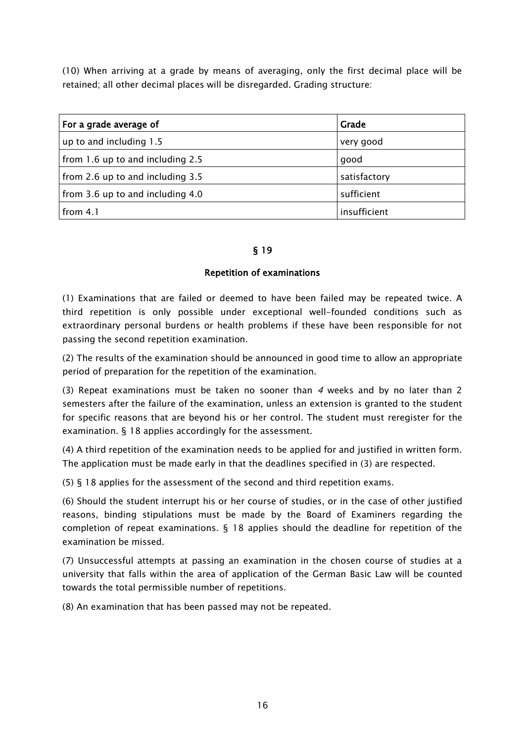(10) When arriving at a grade by means of averaging, only the first decimal place will be retained; all other decimal places will be disregarded. Grading structure:

| For a grade average of | Grade |
|---|---|
| up to and including 1.5 | very good |
| from 1.6 up to and including 2.5 | good |
| from 2.6 up to and including 3.5 | satisfactory |
| from 3.6 up to and including 4.0 | sufficient |
| from 4.1 | insufficient |

## § 19

## Repetition of examinations

(1) Examinations that are failed or deemed to have been failed may be repeated twice. A third repetition is only possible under exceptional well-founded conditions such as extraordinary personal burdens or health problems if these have been responsible for not passing the second repetition examination.

(2) The results of the examination should be announced in good time to allow an appropriate period of preparation for the repetition of the examination.

(3) Repeat examinations must be taken no sooner than *4* weeks and by no later than 2 semesters after the failure of the examination, unless an extension is granted to the student for specific reasons that are beyond his or her control. The student must reregister for the examination. § 18 applies accordingly for the assessment.

(4) A third repetition of the examination needs to be applied for and justified in written form. The application must be made early in that the deadlines specified in (3) are respected.

(5) § 18 applies for the assessment of the second and third repetition exams.

(6) Should the student interrupt his or her course of studies, or in the case of other justified reasons, binding stipulations must be made by the Board of Examiners regarding the completion of repeat examinations. § 18 applies should the deadline for repetition of the examination be missed.

(7) Unsuccessful attempts at passing an examination in the chosen course of studies at a university that falls within the area of application of the German Basic Law will be counted towards the total permissible number of repetitions.

(8) An examination that has been passed may not be repeated.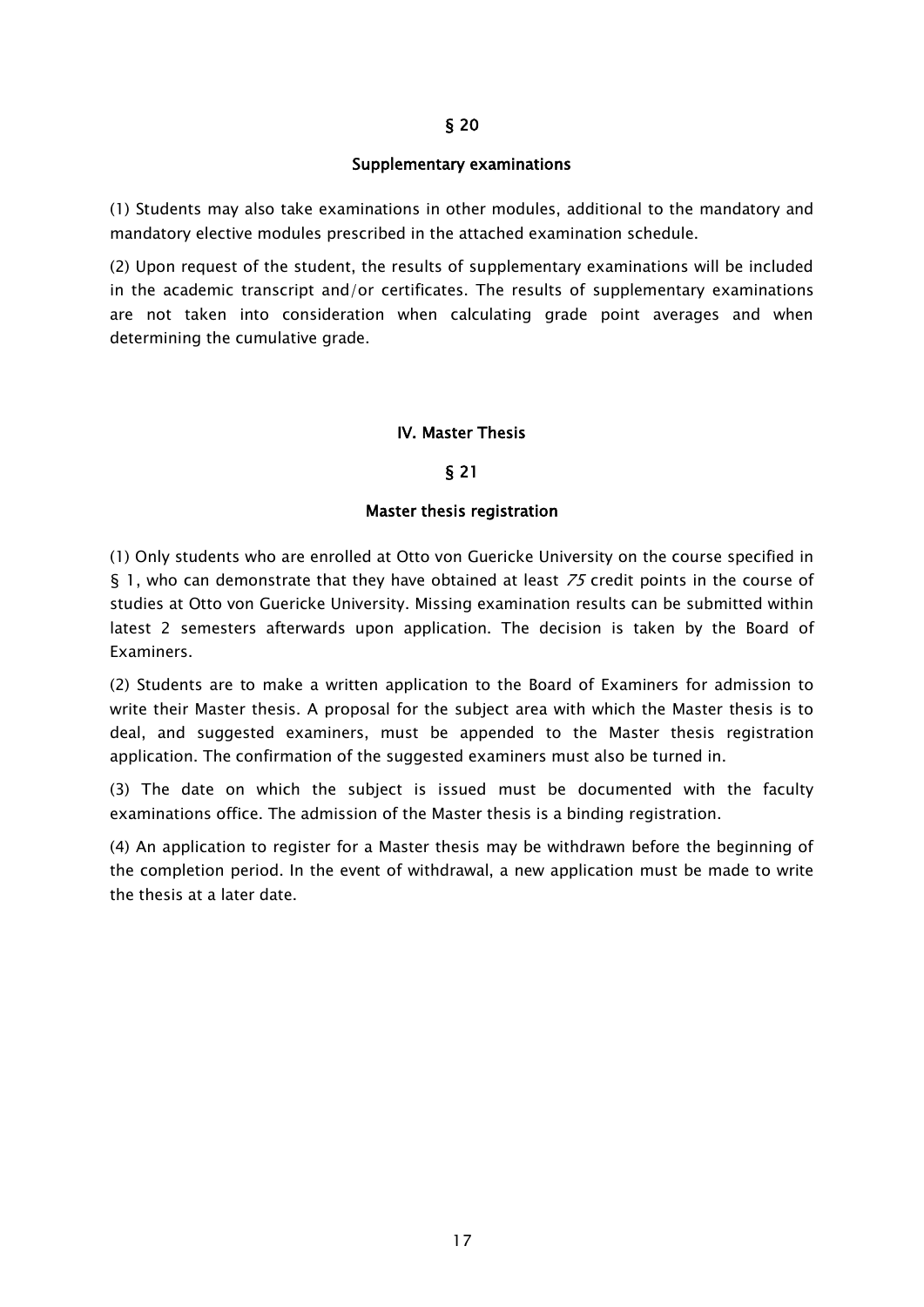## § 20

## Supplementary examinations

(1) Students may also take examinations in other modules, additional to the mandatory and mandatory elective modules prescribed in the attached examination schedule.

(2) Upon request of the student, the results of supplementary examinations will be included in the academic transcript and/or certificates. The results of supplementary examinations are not taken into consideration when calculating grade point averages and when determining the cumulative grade.

# IV. Master Thesis

## § 21

## Master thesis registration

(1) Only students who are enrolled at Otto von Guericke University on the course specified in § 1, who can demonstrate that they have obtained at least *75* credit points in the course of studies at Otto von Guericke University. Missing examination results can be submitted within latest 2 semesters afterwards upon application. The decision is taken by the Board of Examiners.

(2) Students are to make a written application to the Board of Examiners for admission to write their Master thesis. A proposal for the subject area with which the Master thesis is to deal, and suggested examiners, must be appended to the Master thesis registration application. The confirmation of the suggested examiners must also be turned in.

(3) The date on which the subject is issued must be documented with the faculty examinations office. The admission of the Master thesis is a binding registration.

(4) An application to register for a Master thesis may be withdrawn before the beginning of the completion period. In the event of withdrawal, a new application must be made to write the thesis at a later date.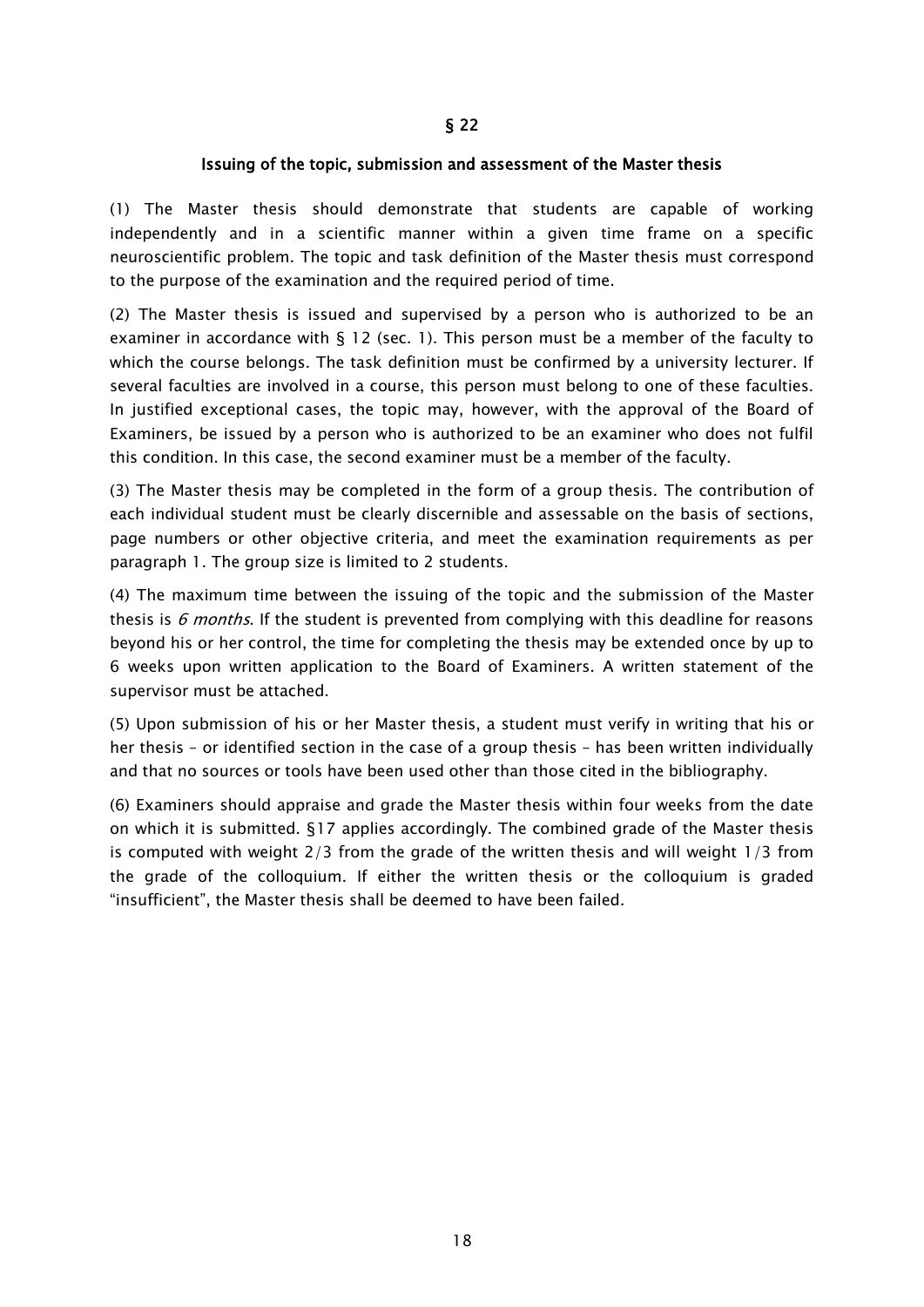## § 22

### Issuing of the topic, submission and assessment of the Master thesis

(1) The Master thesis should demonstrate that students are capable of working independently and in a scientific manner within a given time frame on a specific neuroscientific problem. The topic and task definition of the Master thesis must correspond to the purpose of the examination and the required period of time.

(2) The Master thesis is issued and supervised by a person who is authorized to be an examiner in accordance with § 12 (sec. 1). This person must be a member of the faculty to which the course belongs. The task definition must be confirmed by a university lecturer. If several faculties are involved in a course, this person must belong to one of these faculties. In justified exceptional cases, the topic may, however, with the approval of the Board of Examiners, be issued by a person who is authorized to be an examiner who does not fulfil this condition. In this case, the second examiner must be a member of the faculty.

(3) The Master thesis may be completed in the form of a group thesis. The contribution of each individual student must be clearly discernible and assessable on the basis of sections, page numbers or other objective criteria, and meet the examination requirements as per paragraph 1. The group size is limited to 2 students.

(4) The maximum time between the issuing of the topic and the submission of the Master thesis is *6 months*. If the student is prevented from complying with this deadline for reasons beyond his or her control, the time for completing the thesis may be extended once by up to 6 weeks upon written application to the Board of Examiners. A written statement of the supervisor must be attached.

(5) Upon submission of his or her Master thesis, a student must verify in writing that his or her thesis – or identified section in the case of a group thesis – has been written individually and that no sources or tools have been used other than those cited in the bibliography.

(6) Examiners should appraise and grade the Master thesis within four weeks from the date on which it is submitted. §17 applies accordingly. The combined grade of the Master thesis is computed with weight 2/3 from the grade of the written thesis and will weight 1/3 from the grade of the colloquium. If either the written thesis or the colloquium is graded "insufficient", the Master thesis shall be deemed to have been failed.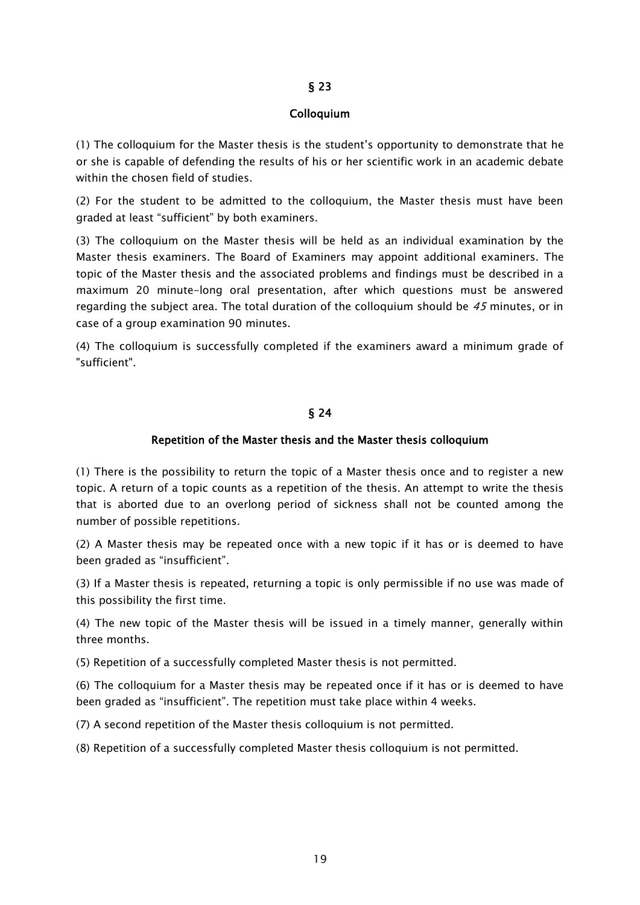## § 23

### Colloquium

(1) The colloquium for the Master thesis is the student's opportunity to demonstrate that he or she is capable of defending the results of his or her scientific work in an academic debate within the chosen field of studies.

(2) For the student to be admitted to the colloquium, the Master thesis must have been graded at least "sufficient" by both examiners.

(3) The colloquium on the Master thesis will be held as an individual examination by the Master thesis examiners. The Board of Examiners may appoint additional examiners. The topic of the Master thesis and the associated problems and findings must be described in a maximum 20 minute-long oral presentation, after which questions must be answered regarding the subject area. The total duration of the colloquium should be *45* minutes, or in case of a group examination 90 minutes.

(4) The colloquium is successfully completed if the examiners award a minimum grade of "sufficient".

## § 24

### Repetition of the Master thesis and the Master thesis colloquium

(1) There is the possibility to return the topic of a Master thesis once and to register a new topic. A return of a topic counts as a repetition of the thesis. An attempt to write the thesis that is aborted due to an overlong period of sickness shall not be counted among the number of possible repetitions.

(2) A Master thesis may be repeated once with a new topic if it has or is deemed to have been graded as "insufficient".

(3) If a Master thesis is repeated, returning a topic is only permissible if no use was made of this possibility the first time.

(4) The new topic of the Master thesis will be issued in a timely manner, generally within three months.

(5) Repetition of a successfully completed Master thesis is not permitted.

(6) The colloquium for a Master thesis may be repeated once if it has or is deemed to have been graded as "insufficient". The repetition must take place within 4 weeks.

(7) A second repetition of the Master thesis colloquium is not permitted.

(8) Repetition of a successfully completed Master thesis colloquium is not permitted.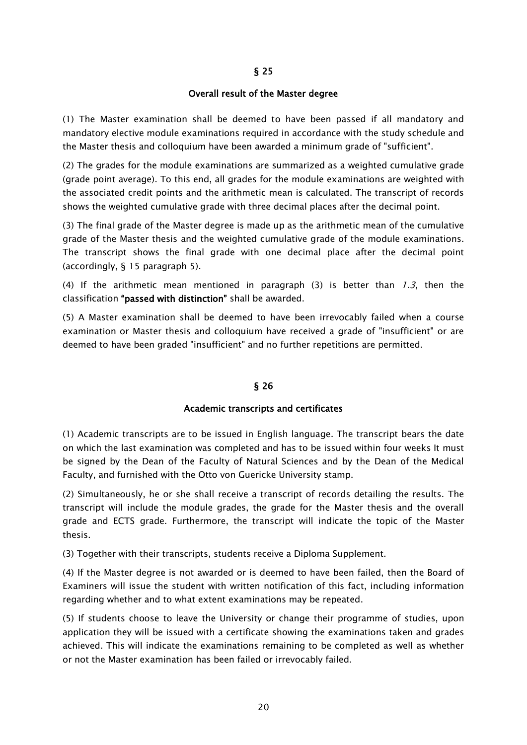## § 25

## Overall result of the Master degree

(1) The Master examination shall be deemed to have been passed if all mandatory and mandatory elective module examinations required in accordance with the study schedule and the Master thesis and colloquium have been awarded a minimum grade of "sufficient".

(2) The grades for the module examinations are summarized as a weighted cumulative grade (grade point average). To this end, all grades for the module examinations are weighted with the associated credit points and the arithmetic mean is calculated. The transcript of records shows the weighted cumulative grade with three decimal places after the decimal point.

(3) The final grade of the Master degree is made up as the arithmetic mean of the cumulative grade of the Master thesis and the weighted cumulative grade of the module examinations. The transcript shows the final grade with one decimal place after the decimal point (accordingly, § 15 paragraph 5).

(4) If the arithmetic mean mentioned in paragraph (3) is better than *1.3*, then the classification **"passed with distinction"** shall be awarded.

(5) A Master examination shall be deemed to have been irrevocably failed when a course examination or Master thesis and colloquium have received a grade of "insufficient" or are deemed to have been graded "insufficient" and no further repetitions are permitted.

## § 26

## Academic transcripts and certificates

(1) Academic transcripts are to be issued in English language. The transcript bears the date on which the last examination was completed and has to be issued within four weeks It must be signed by the Dean of the Faculty of Natural Sciences and by the Dean of the Medical Faculty, and furnished with the Otto von Guericke University stamp.

(2) Simultaneously, he or she shall receive a transcript of records detailing the results. The transcript will include the module grades, the grade for the Master thesis and the overall grade and ECTS grade. Furthermore, the transcript will indicate the topic of the Master thesis.

(3) Together with their transcripts, students receive a Diploma Supplement.

(4) If the Master degree is not awarded or is deemed to have been failed, then the Board of Examiners will issue the student with written notification of this fact, including information regarding whether and to what extent examinations may be repeated.

(5) If students choose to leave the University or change their programme of studies, upon application they will be issued with a certificate showing the examinations taken and grades achieved. This will indicate the examinations remaining to be completed as well as whether or not the Master examination has been failed or irrevocably failed.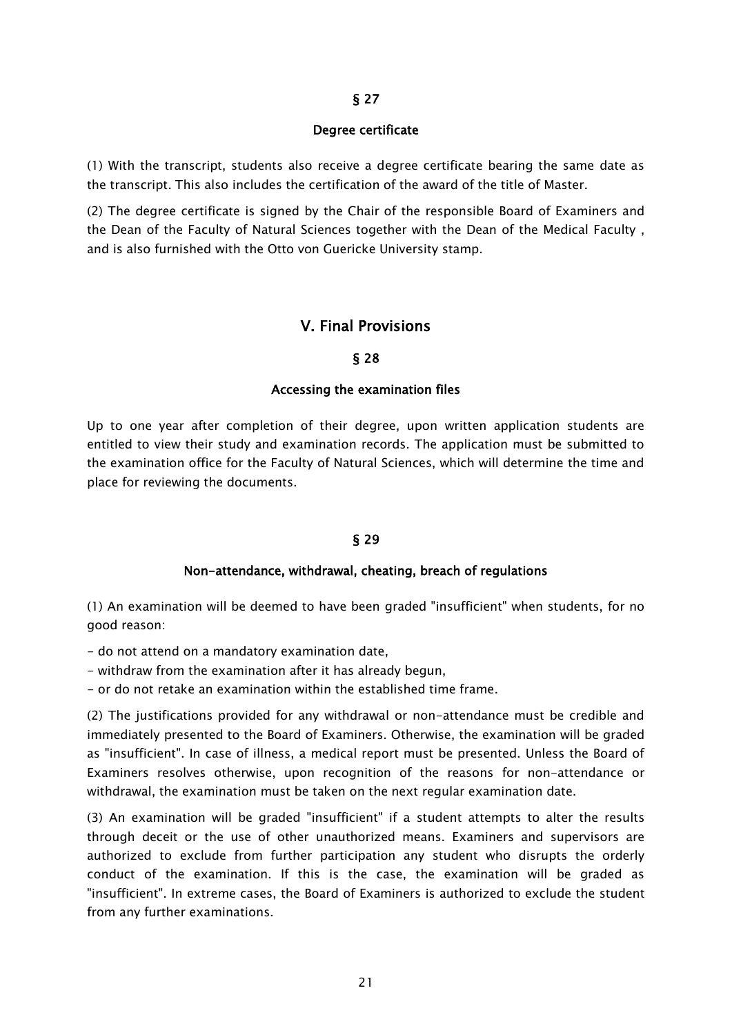### § 27

### Degree certificate

(1) With the transcript, students also receive a degree certificate bearing the same date as the transcript. This also includes the certification of the award of the title of Master.

(2) The degree certificate is signed by the Chair of the responsible Board of Examiners and the Dean of the Faculty of Natural Sciences together with the Dean of the Medical Faculty , and is also furnished with the Otto von Guericke University stamp.

## V. Final Provisions

### § 28

### Accessing the examination files

Up to one year after completion of their degree, upon written application students are entitled to view their study and examination records. The application must be submitted to the examination office for the Faculty of Natural Sciences, which will determine the time and place for reviewing the documents.

### § 29

### Non-attendance, withdrawal, cheating, breach of regulations

(1) An examination will be deemed to have been graded "insufficient" when students, for no good reason:

- do not attend on a mandatory examination date,
- withdraw from the examination after it has already begun,
- or do not retake an examination within the established time frame.

(2) The justifications provided for any withdrawal or non-attendance must be credible and immediately presented to the Board of Examiners. Otherwise, the examination will be graded as "insufficient". In case of illness, a medical report must be presented. Unless the Board of Examiners resolves otherwise, upon recognition of the reasons for non-attendance or withdrawal, the examination must be taken on the next regular examination date.

(3) An examination will be graded "insufficient" if a student attempts to alter the results through deceit or the use of other unauthorized means. Examiners and supervisors are authorized to exclude from further participation any student who disrupts the orderly conduct of the examination. If this is the case, the examination will be graded as "insufficient". In extreme cases, the Board of Examiners is authorized to exclude the student from any further examinations.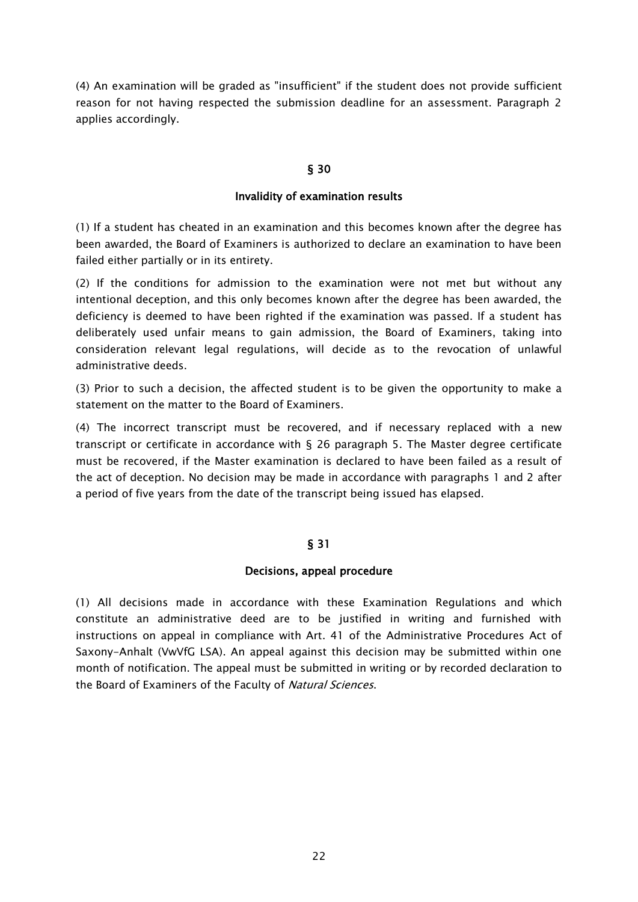(4) An examination will be graded as "insufficient" if the student does not provide sufficient reason for not having respected the submission deadline for an assessment. Paragraph 2 applies accordingly.

## § 30

## Invalidity of examination results

(1) If a student has cheated in an examination and this becomes known after the degree has been awarded, the Board of Examiners is authorized to declare an examination to have been failed either partially or in its entirety.

(2) If the conditions for admission to the examination were not met but without any intentional deception, and this only becomes known after the degree has been awarded, the deficiency is deemed to have been righted if the examination was passed. If a student has deliberately used unfair means to gain admission, the Board of Examiners, taking into consideration relevant legal regulations, will decide as to the revocation of unlawful administrative deeds.

(3) Prior to such a decision, the affected student is to be given the opportunity to make a statement on the matter to the Board of Examiners.

(4) The incorrect transcript must be recovered, and if necessary replaced with a new transcript or certificate in accordance with § 26 paragraph 5. The Master degree certificate must be recovered, if the Master examination is declared to have been failed as a result of the act of deception. No decision may be made in accordance with paragraphs 1 and 2 after a period of five years from the date of the transcript being issued has elapsed.

## § 31

## Decisions, appeal procedure

(1) All decisions made in accordance with these Examination Regulations and which constitute an administrative deed are to be justified in writing and furnished with instructions on appeal in compliance with Art. 41 of the Administrative Procedures Act of Saxony-Anhalt (VwVfG LSA). An appeal against this decision may be submitted within one month of notification. The appeal must be submitted in writing or by recorded declaration to the Board of Examiners of the Faculty of *Natural Sciences*.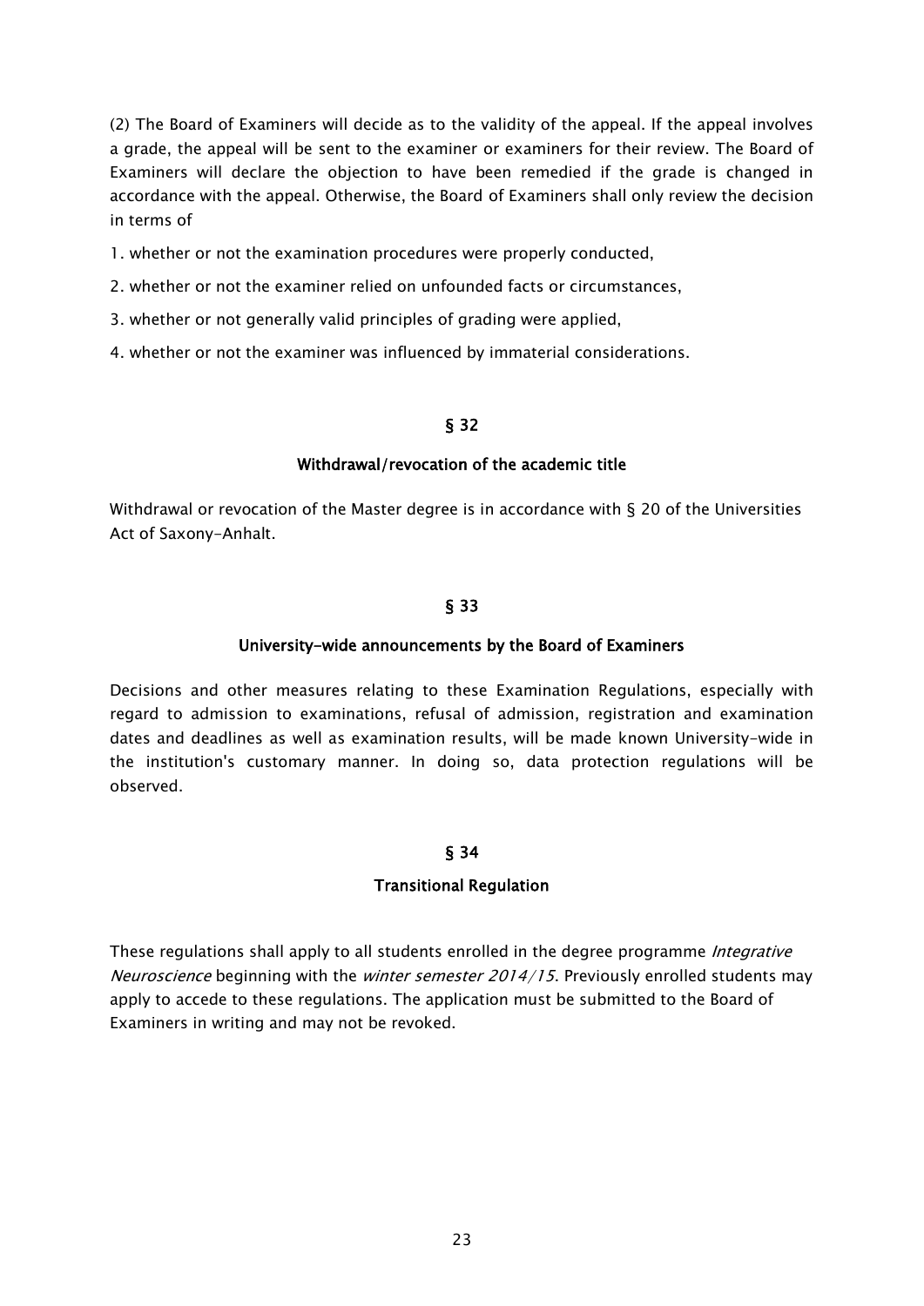(2) The Board of Examiners will decide as to the validity of the appeal. If the appeal involves a grade, the appeal will be sent to the examiner or examiners for their review. The Board of Examiners will declare the objection to have been remedied if the grade is changed in accordance with the appeal. Otherwise, the Board of Examiners shall only review the decision in terms of

1. whether or not the examination procedures were properly conducted,
2. whether or not the examiner relied on unfounded facts or circumstances,
3. whether or not generally valid principles of grading were applied,
4. whether or not the examiner was influenced by immaterial considerations.

## § 32

### Withdrawal/revocation of the academic title

Withdrawal or revocation of the Master degree is in accordance with § 20 of the Universities Act of Saxony-Anhalt.

## § 33

### University-wide announcements by the Board of Examiners

Decisions and other measures relating to these Examination Regulations, especially with regard to admission to examinations, refusal of admission, registration and examination dates and deadlines as well as examination results, will be made known University-wide in the institution's customary manner. In doing so, data protection regulations will be observed.

## § 34

### Transitional Regulation

These regulations shall apply to all students enrolled in the degree programme *Integrative Neuroscience* beginning with the *winter semester 2014/15*. Previously enrolled students may apply to accede to these regulations. The application must be submitted to the Board of Examiners in writing and may not be revoked.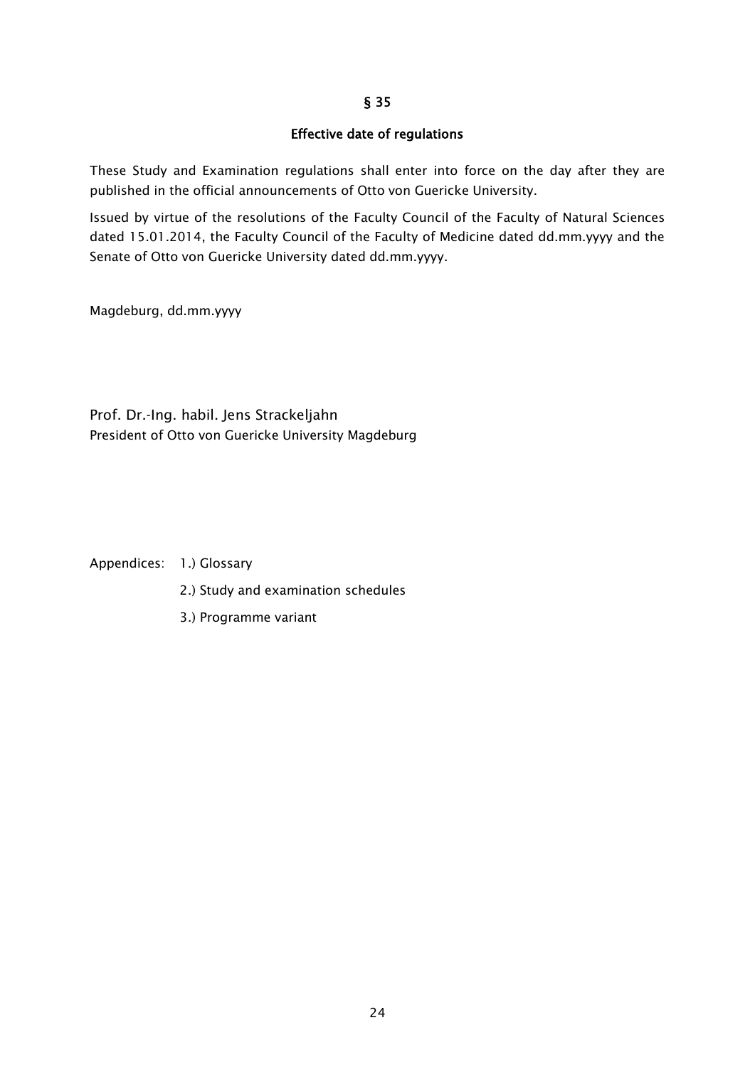## § 35

### Effective date of regulations

These Study and Examination regulations shall enter into force on the day after they are published in the official announcements of Otto von Guericke University.

Issued by virtue of the resolutions of the Faculty Council of the Faculty of Natural Sciences dated 15.01.2014, the Faculty Council of the Faculty of Medicine dated dd.mm.yyyy and the Senate of Otto von Guericke University dated dd.mm.yyyy.

Magdeburg, dd.mm.yyyy

Prof. Dr.-Ing. habil. Jens Strackeljahn
President of Otto von Guericke University Magdeburg

Appendices: 1.) Glossary

2.) Study and examination schedules

3.) Programme variant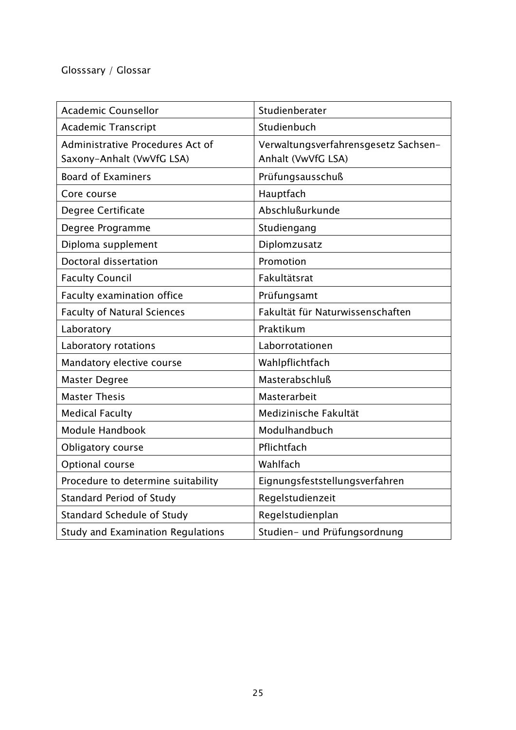Glosssary / Glossar

| | |
|---|---|
| Academic Counsellor | Studienberater |
| Academic Transcript | Studienbuch |
| Administrative Procedures Act of Saxony-Anhalt (VwVfG LSA) | Verwaltungsverfahrensgesetz Sachsen-Anhalt (VwVfG LSA) |
| Board of Examiners | Prüfungsausschuß |
| Core course | Hauptfach |
| Degree Certificate | Abschlußurkunde |
| Degree Programme | Studiengang |
| Diploma supplement | Diplomzusatz |
| Doctoral dissertation | Promotion |
| Faculty Council | Fakultätsrat |
| Faculty examination office | Prüfungsamt |
| Faculty of Natural Sciences | Fakultät für Naturwissenschaften |
| Laboratory | Praktikum |
| Laboratory rotations | Laborrotationen |
| Mandatory elective course | Wahlpflichtfach |
| Master Degree | Masterabschluß |
| Master Thesis | Masterarbeit |
| Medical Faculty | Medizinische Fakultät |
| Module Handbook | Modulhandbuch |
| Obligatory course | Pflichtfach |
| Optional course | Wahlfach |
| Procedure to determine suitability | Eignungsfeststellungsverfahren |
| Standard Period of Study | Regelstudienzeit |
| Standard Schedule of Study | Regelstudienplan |
| Study and Examination Regulations | Studien- und Prüfungsordnung |